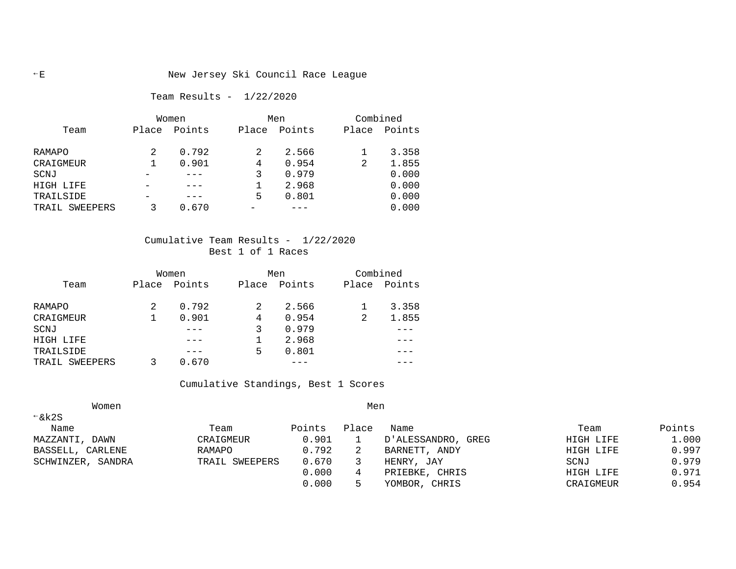# New Jersey Ski Council Race League

## Team Results - 1/22/2020

| Team | Women Place | Women Points | Men Place | Men Points | Combined Place | Combined Points |
|---|---|---|---|---|---|---|
| RAMAPO | 2 | 0.792 | 2 | 2.566 | 1 | 3.358 |
| CRAIGMEUR | 1 | 0.901 | 4 | 0.954 | 2 | 1.855 |
| SCNJ | - | --- | 3 | 0.979 | | 0.000 |
| HIGH LIFE | - | --- | 1 | 2.968 | | 0.000 |
| TRAILSIDE | - | --- | 5 | 0.801 | | 0.000 |
| TRAIL SWEEPERS | 3 | 0.670 | - | --- | | 0.000 |

## Cumulative Team Results - 1/22/2020

Best 1 of 1 Races

| Team | Women Place | Women Points | Men Place | Men Points | Combined Place | Combined Points |
|---|---|---|---|---|---|---|
| RAMAPO | 2 | 0.792 | 2 | 2.566 | 1 | 3.358 |
| CRAIGMEUR | 1 | 0.901 | 4 | 0.954 | 2 | 1.855 |
| SCNJ | | --- | 3 | 0.979 | | --- |
| HIGH LIFE | | --- | 1 | 2.968 | | --- |
| TRAILSIDE | | --- | 5 | 0.801 | | --- |
| TRAIL SWEEPERS | 3 | 0.670 | | --- | | --- |

## Cumulative Standings, Best 1 Scores

| Women Name | Team | Points | Place | Men Name | Team | Points |
|---|---|---|---|---|---|---|
| MAZZANTI, DAWN | CRAIGMEUR | 0.901 | 1 | D'ALESSANDRO, GREG | HIGH LIFE | 1.000 |
| BASSELL, CARLENE | RAMAPO | 0.792 | 2 | BARNETT, ANDY | HIGH LIFE | 0.997 |
| SCHWINZER, SANDRA | TRAIL SWEEPERS | 0.670 | 3 | HENRY, JAY | SCNJ | 0.979 |
| | | 0.000 | 4 | PRIEBKE, CHRIS | HIGH LIFE | 0.971 |
| | | 0.000 | 5 | YOMBOR, CHRIS | CRAIGMEUR | 0.954 |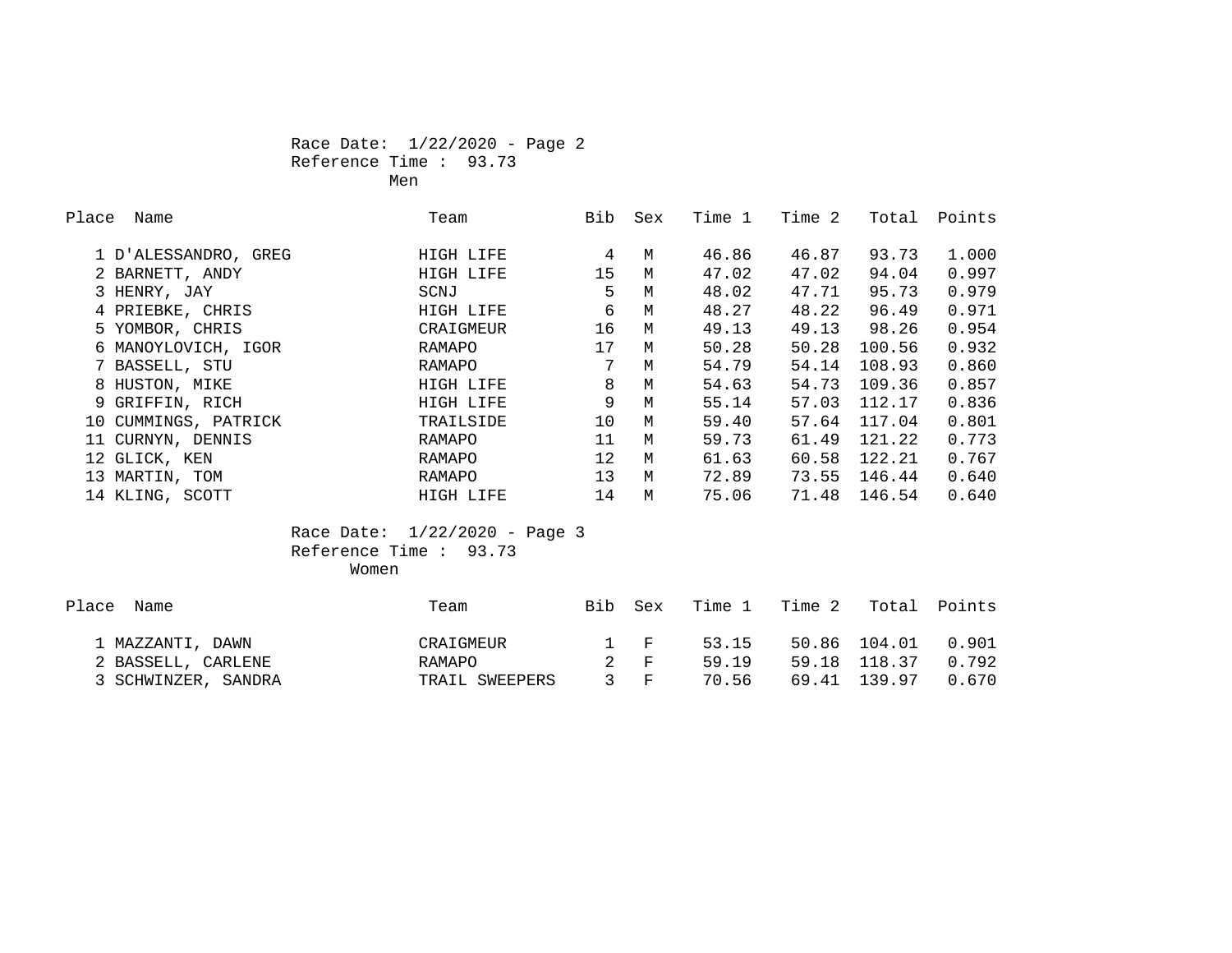Race Date: 1/22/2020 - Page 2
Reference Time : 93.73
Men

| Place | Name | Team | Bib | Sex | Time 1 | Time 2 | Total | Points |
|---|---|---|---|---|---|---|---|---|
| 1 | D'ALESSANDRO, GREG | HIGH LIFE | 4 | M | 46.86 | 46.87 | 93.73 | 1.000 |
| 2 | BARNETT, ANDY | HIGH LIFE | 15 | M | 47.02 | 47.02 | 94.04 | 0.997 |
| 3 | HENRY, JAY | SCNJ | 5 | M | 48.02 | 47.71 | 95.73 | 0.979 |
| 4 | PRIEBKE, CHRIS | HIGH LIFE | 6 | M | 48.27 | 48.22 | 96.49 | 0.971 |
| 5 | YOMBOR, CHRIS | CRAIGMEUR | 16 | M | 49.13 | 49.13 | 98.26 | 0.954 |
| 6 | MANOYLOVICH, IGOR | RAMAPO | 17 | M | 50.28 | 50.28 | 100.56 | 0.932 |
| 7 | BASSELL, STU | RAMAPO | 7 | M | 54.79 | 54.14 | 108.93 | 0.860 |
| 8 | HUSTON, MIKE | HIGH LIFE | 8 | M | 54.63 | 54.73 | 109.36 | 0.857 |
| 9 | GRIFFIN, RICH | HIGH LIFE | 9 | M | 55.14 | 57.03 | 112.17 | 0.836 |
| 10 | CUMMINGS, PATRICK | TRAILSIDE | 10 | M | 59.40 | 57.64 | 117.04 | 0.801 |
| 11 | CURNYN, DENNIS | RAMAPO | 11 | M | 59.73 | 61.49 | 121.22 | 0.773 |
| 12 | GLICK, KEN | RAMAPO | 12 | M | 61.63 | 60.58 | 122.21 | 0.767 |
| 13 | MARTIN, TOM | RAMAPO | 13 | M | 72.89 | 73.55 | 146.44 | 0.640 |
| 14 | KLING, SCOTT | HIGH LIFE | 14 | M | 75.06 | 71.48 | 146.54 | 0.640 |

Race Date: 1/22/2020 - Page 3
Reference Time : 93.73
Women

| Place | Name | Team | Bib | Sex | Time 1 | Time 2 | Total | Points |
|---|---|---|---|---|---|---|---|---|
| 1 | MAZZANTI, DAWN | CRAIGMEUR | 1 | F | 53.15 | 50.86 | 104.01 | 0.901 |
| 2 | BASSELL, CARLENE | RAMAPO | 2 | F | 59.19 | 59.18 | 118.37 | 0.792 |
| 3 | SCHWINZER, SANDRA | TRAIL SWEEPERS | 3 | F | 70.56 | 69.41 | 139.97 | 0.670 |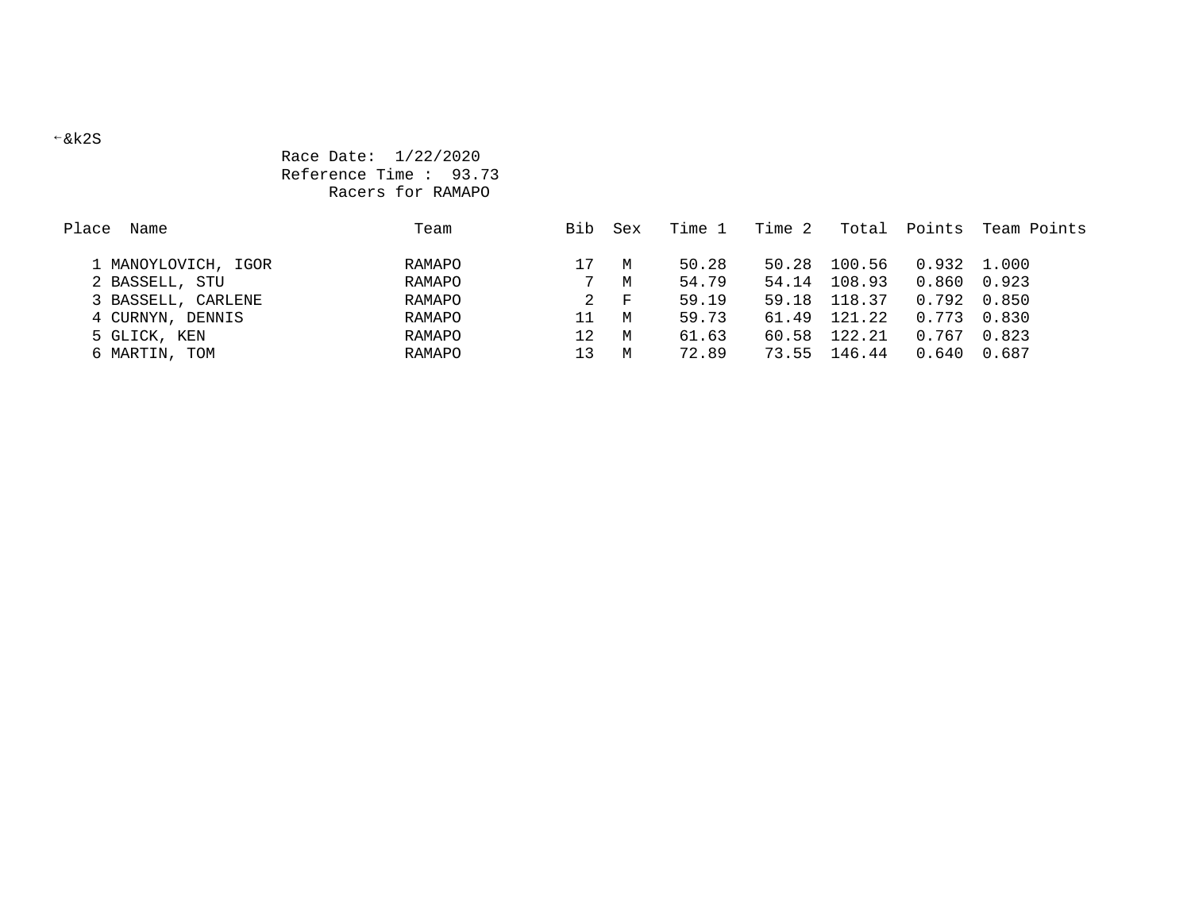←&k2S

Race Date: 1/22/2020
Reference Time : 93.73
Racers for RAMAPO

| Place | Name | Team | Bib | Sex | Time 1 | Time 2 | Total | Points | Team Points |
|---|---|---|---|---|---|---|---|---|---|
| 1 | MANOYLOVICH, IGOR | RAMAPO | 17 | M | 50.28 | 50.28 | 100.56 | 0.932 | 1.000 |
| 2 | BASSELL, STU | RAMAPO | 7 | M | 54.79 | 54.14 | 108.93 | 0.860 | 0.923 |
| 3 | BASSELL, CARLENE | RAMAPO | 2 | F | 59.19 | 59.18 | 118.37 | 0.792 | 0.850 |
| 4 | CURNYN, DENNIS | RAMAPO | 11 | M | 59.73 | 61.49 | 121.22 | 0.773 | 0.830 |
| 5 | GLICK, KEN | RAMAPO | 12 | M | 61.63 | 60.58 | 122.21 | 0.767 | 0.823 |
| 6 | MARTIN, TOM | RAMAPO | 13 | M | 72.89 | 73.55 | 146.44 | 0.640 | 0.687 |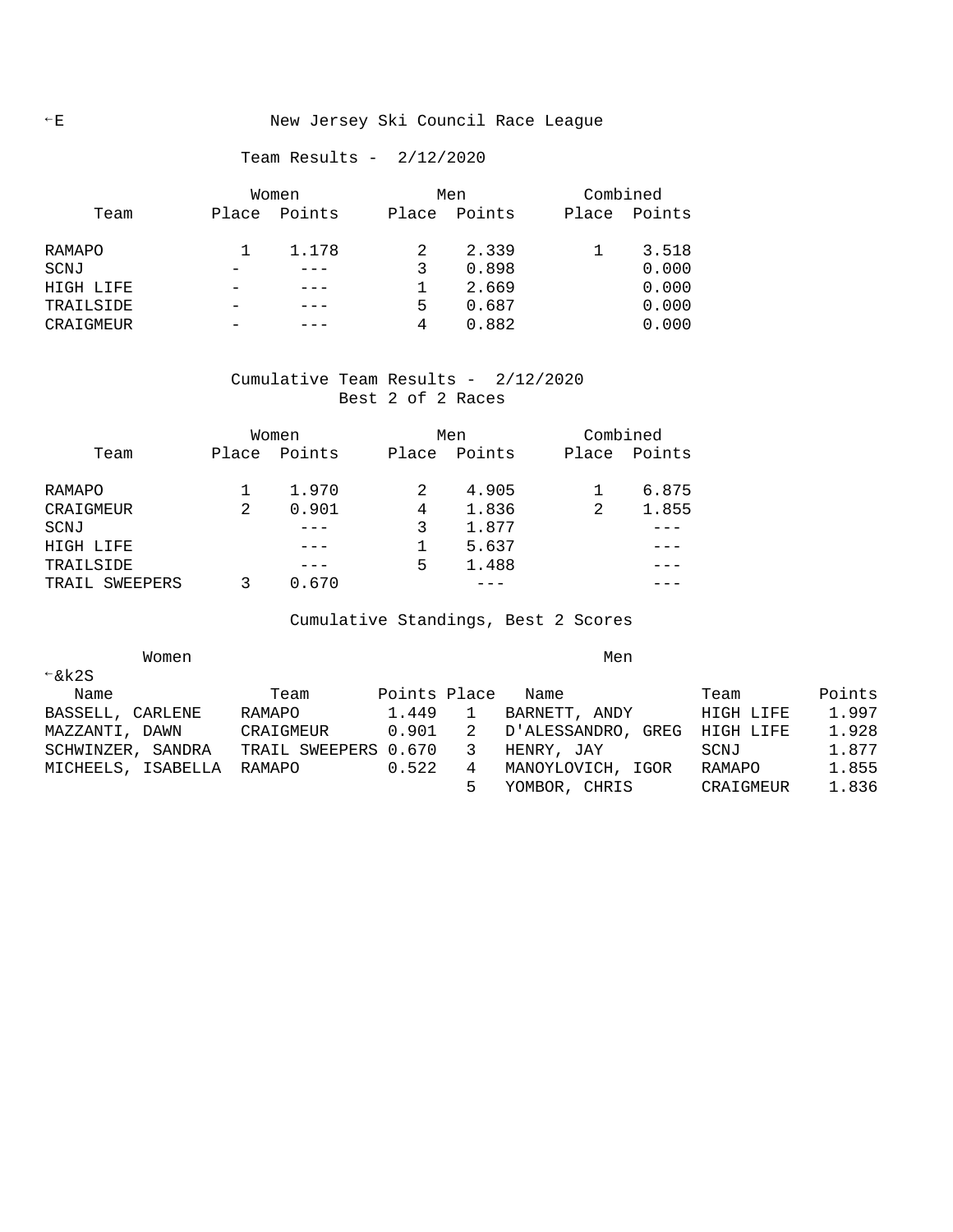←E New Jersey Ski Council Race League

Team Results - 2/12/2020

| Team | Women Place | Women Points | Men Place | Men Points | Combined Place | Combined Points |
|---|---|---|---|---|---|---|
| RAMAPO | 1 | 1.178 | 2 | 2.339 | 1 | 3.518 |
| SCNJ | - | --- | 3 | 0.898 | | 0.000 |
| HIGH LIFE | - | --- | 1 | 2.669 | | 0.000 |
| TRAILSIDE | - | --- | 5 | 0.687 | | 0.000 |
| CRAIGMEUR | - | --- | 4 | 0.882 | | 0.000 |

Cumulative Team Results - 2/12/2020
Best 2 of 2 Races

| Team | Women Place | Women Points | Men Place | Men Points | Combined Place | Combined Points |
|---|---|---|---|---|---|---|
| RAMAPO | 1 | 1.970 | 2 | 4.905 | 1 | 6.875 |
| CRAIGMEUR | 2 | 0.901 | 4 | 1.836 | 2 | 1.855 |
| SCNJ | | --- | 3 | 1.877 | | --- |
| HIGH LIFE | | --- | 1 | 5.637 | | --- |
| TRAILSIDE | | --- | 5 | 1.488 | | --- |
| TRAIL SWEEPERS | 3 | 0.670 | | --- | | --- |

Cumulative Standings, Best 2 Scores

←&k2S

| Women Name | Team | Points | Place | Men Name | Team | Points |
|---|---|---|---|---|---|---|
| BASSELL, CARLENE | RAMAPO | 1.449 | 1 | BARNETT, ANDY | HIGH LIFE | 1.997 |
| MAZZANTI, DAWN | CRAIGMEUR | 0.901 | 2 | D'ALESSANDRO, GREG | HIGH LIFE | 1.928 |
| SCHWINZER, SANDRA | TRAIL SWEEPERS | 0.670 | 3 | HENRY, JAY | SCNJ | 1.877 |
| MICHEELS, ISABELLA | RAMAPO | 0.522 | 4 | MANOYLOVICH, IGOR | RAMAPO | 1.855 |
| | | | 5 | YOMBOR, CHRIS | CRAIGMEUR | 1.836 |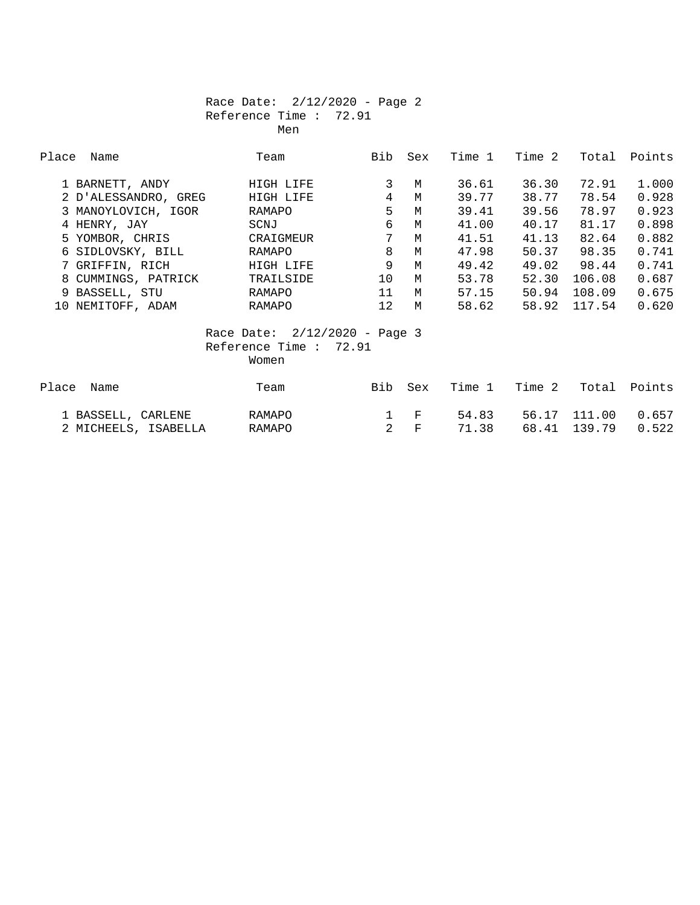Race Date: 2/12/2020 - Page 2
Reference Time : 72.91
Men

| Place | Name | Team | Bib | Sex | Time 1 | Time 2 | Total | Points |
|---|---|---|---|---|---|---|---|---|
| 1 | BARNETT, ANDY | HIGH LIFE | 3 | M | 36.61 | 36.30 | 72.91 | 1.000 |
| 2 | D'ALESSANDRO, GREG | HIGH LIFE | 4 | M | 39.77 | 38.77 | 78.54 | 0.928 |
| 3 | MANOYLOVICH, IGOR | RAMAPO | 5 | M | 39.41 | 39.56 | 78.97 | 0.923 |
| 4 | HENRY, JAY | SCNJ | 6 | M | 41.00 | 40.17 | 81.17 | 0.898 |
| 5 | YOMBOR, CHRIS | CRAIGMEUR | 7 | M | 41.51 | 41.13 | 82.64 | 0.882 |
| 6 | SIDLOVSKY, BILL | RAMAPO | 8 | M | 47.98 | 50.37 | 98.35 | 0.741 |
| 7 | GRIFFIN, RICH | HIGH LIFE | 9 | M | 49.42 | 49.02 | 98.44 | 0.741 |
| 8 | CUMMINGS, PATRICK | TRAILSIDE | 10 | M | 53.78 | 52.30 | 106.08 | 0.687 |
| 9 | BASSELL, STU | RAMAPO | 11 | M | 57.15 | 50.94 | 108.09 | 0.675 |
| 10 | NEMITOFF, ADAM | RAMAPO | 12 | M | 58.62 | 58.92 | 117.54 | 0.620 |

Race Date: 2/12/2020 - Page 3
Reference Time : 72.91
Women

| Place | Name | Team | Bib | Sex | Time 1 | Time 2 | Total | Points |
|---|---|---|---|---|---|---|---|---|
| 1 | BASSELL, CARLENE | RAMAPO | 1 | F | 54.83 | 56.17 | 111.00 | 0.657 |
| 2 | MICHEELS, ISABELLA | RAMAPO | 2 | F | 71.38 | 68.41 | 139.79 | 0.522 |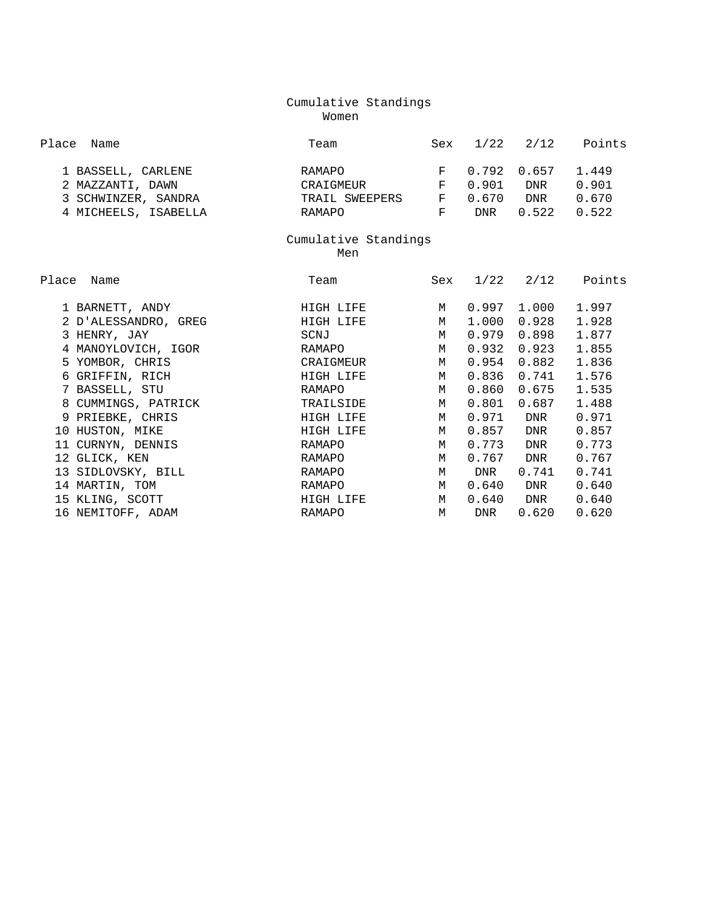## Cumulative Standings
### Women

| Place | Name | Team | Sex | 1/22 | 2/12 | Points |
|---|---|---|---|---|---|---|
| 1 | BASSELL, CARLENE | RAMAPO | F | 0.792 | 0.657 | 1.449 |
| 2 | MAZZANTI, DAWN | CRAIGMEUR | F | 0.901 | DNR | 0.901 |
| 3 | SCHWINZER, SANDRA | TRAIL SWEEPERS | F | 0.670 | DNR | 0.670 |
| 4 | MICHEELS, ISABELLA | RAMAPO | F | DNR | 0.522 | 0.522 |

## Cumulative Standings
### Men

| Place | Name | Team | Sex | 1/22 | 2/12 | Points |
|---|---|---|---|---|---|---|
| 1 | BARNETT, ANDY | HIGH LIFE | M | 0.997 | 1.000 | 1.997 |
| 2 | D'ALESSANDRO, GREG | HIGH LIFE | M | 1.000 | 0.928 | 1.928 |
| 3 | HENRY, JAY | SCNJ | M | 0.979 | 0.898 | 1.877 |
| 4 | MANOYLOVICH, IGOR | RAMAPO | M | 0.932 | 0.923 | 1.855 |
| 5 | YOMBOR, CHRIS | CRAIGMEUR | M | 0.954 | 0.882 | 1.836 |
| 6 | GRIFFIN, RICH | HIGH LIFE | M | 0.836 | 0.741 | 1.576 |
| 7 | BASSELL, STU | RAMAPO | M | 0.860 | 0.675 | 1.535 |
| 8 | CUMMINGS, PATRICK | TRAILSIDE | M | 0.801 | 0.687 | 1.488 |
| 9 | PRIEBKE, CHRIS | HIGH LIFE | M | 0.971 | DNR | 0.971 |
| 10 | HUSTON, MIKE | HIGH LIFE | M | 0.857 | DNR | 0.857 |
| 11 | CURNYN, DENNIS | RAMAPO | M | 0.773 | DNR | 0.773 |
| 12 | GLICK, KEN | RAMAPO | M | 0.767 | DNR | 0.767 |
| 13 | SIDLOVSKY, BILL | RAMAPO | M | DNR | 0.741 | 0.741 |
| 14 | MARTIN, TOM | RAMAPO | M | 0.640 | DNR | 0.640 |
| 15 | KLING, SCOTT | HIGH LIFE | M | 0.640 | DNR | 0.640 |
| 16 | NEMITOFF, ADAM | RAMAPO | M | DNR | 0.620 | 0.620 |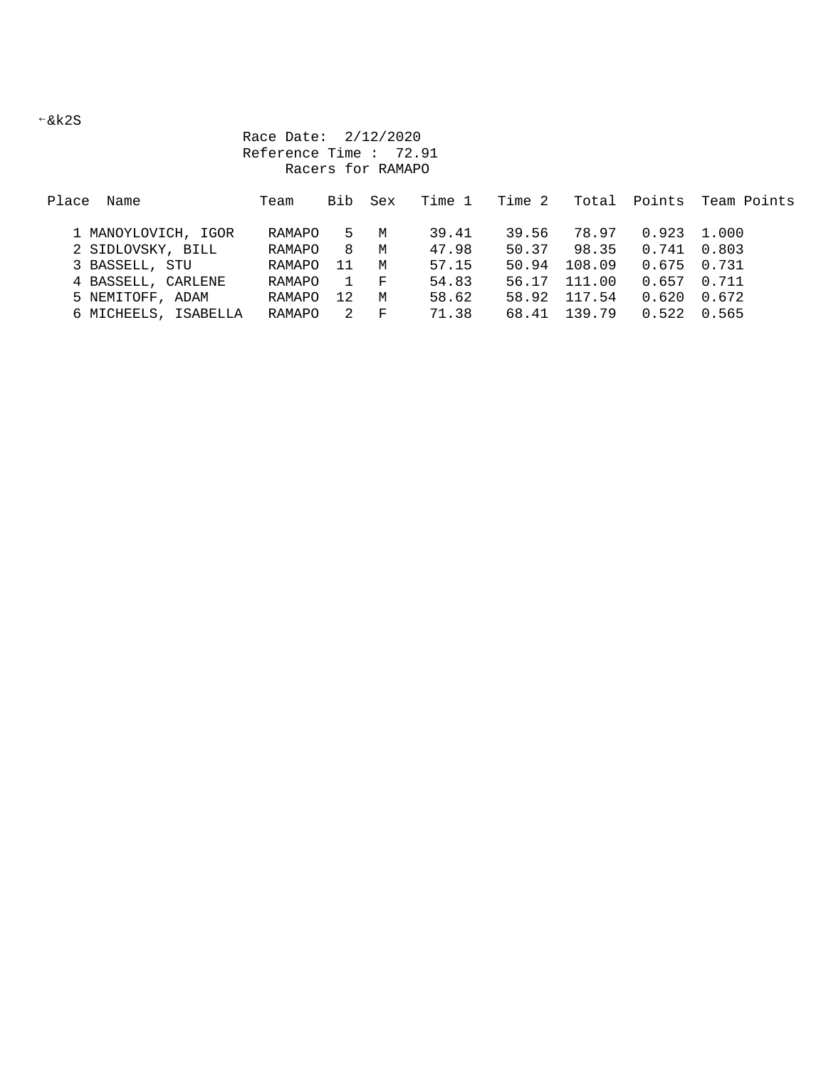←&k2S

Race Date: 2/12/2020
Reference Time : 72.91
Racers for RAMAPO

| Place | Name | Team | Bib | Sex | Time 1 | Time 2 | Total | Points | Team Points |
|---|---|---|---|---|---|---|---|---|---|
| 1 | MANOYLOVICH, IGOR | RAMAPO | 5 | M | 39.41 | 39.56 | 78.97 | 0.923 | 1.000 |
| 2 | SIDLOVSKY, BILL | RAMAPO | 8 | M | 47.98 | 50.37 | 98.35 | 0.741 | 0.803 |
| 3 | BASSELL, STU | RAMAPO | 11 | M | 57.15 | 50.94 | 108.09 | 0.675 | 0.731 |
| 4 | BASSELL, CARLENE | RAMAPO | 1 | F | 54.83 | 56.17 | 111.00 | 0.657 | 0.711 |
| 5 | NEMITOFF, ADAM | RAMAPO | 12 | M | 58.62 | 58.92 | 117.54 | 0.620 | 0.672 |
| 6 | MICHEELS, ISABELLA | RAMAPO | 2 | F | 71.38 | 68.41 | 139.79 | 0.522 | 0.565 |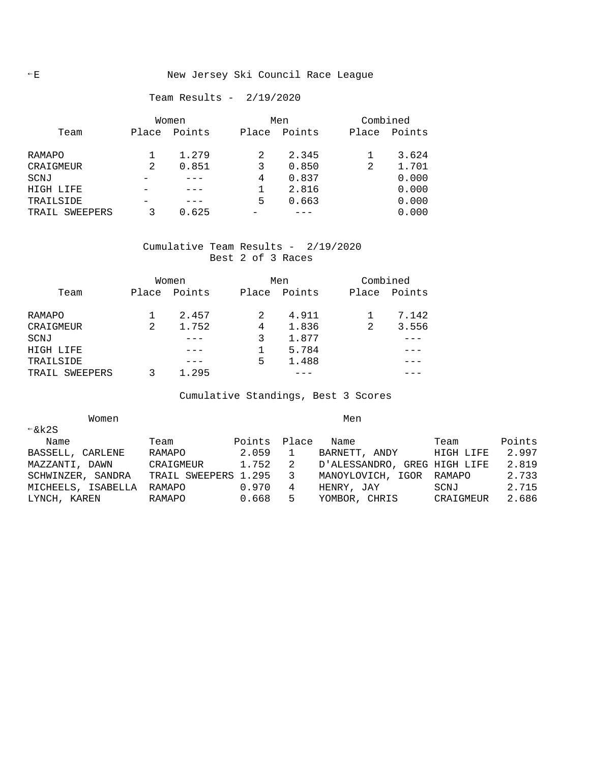# New Jersey Ski Council Race League

## Team Results - 2/19/2020

| Team | Women Place | Women Points | Men Place | Men Points | Combined Place | Combined Points |
|---|---|---|---|---|---|---|
| RAMAPO | 1 | 1.279 | 2 | 2.345 | 1 | 3.624 |
| CRAIGMEUR | 2 | 0.851 | 3 | 0.850 | 2 | 1.701 |
| SCNJ | - | --- | 4 | 0.837 | | 0.000 |
| HIGH LIFE | - | --- | 1 | 2.816 | | 0.000 |
| TRAILSIDE | - | --- | 5 | 0.663 | | 0.000 |
| TRAIL SWEEPERS | 3 | 0.625 | - | --- | | 0.000 |

## Cumulative Team Results - 2/19/2020

Best 2 of 3 Races

| Team | Women Place | Women Points | Men Place | Men Points | Combined Place | Combined Points |
|---|---|---|---|---|---|---|
| RAMAPO | 1 | 2.457 | 2 | 4.911 | 1 | 7.142 |
| CRAIGMEUR | 2 | 1.752 | 4 | 1.836 | 2 | 3.556 |
| SCNJ | | --- | 3 | 1.877 | | --- |
| HIGH LIFE | | --- | 1 | 5.784 | | --- |
| TRAILSIDE | | --- | 5 | 1.488 | | --- |
| TRAIL SWEEPERS | 3 | 1.295 | | --- | | --- |

## Cumulative Standings, Best 3 Scores

| Women Name | Team | Points | Place | Men Name | Team | Points |
|---|---|---|---|---|---|---|
| BASSELL, CARLENE | RAMAPO | 2.059 | 1 | BARNETT, ANDY | HIGH LIFE | 2.997 |
| MAZZANTI, DAWN | CRAIGMEUR | 1.752 | 2 | D'ALESSANDRO, GREG | HIGH LIFE | 2.819 |
| SCHWINZER, SANDRA | TRAIL SWEEPERS | 1.295 | 3 | MANOYLOVICH, IGOR | RAMAPO | 2.733 |
| MICHEELS, ISABELLA | RAMAPO | 0.970 | 4 | HENRY, JAY | SCNJ | 2.715 |
| LYNCH, KAREN | RAMAPO | 0.668 | 5 | YOMBOR, CHRIS | CRAIGMEUR | 2.686 |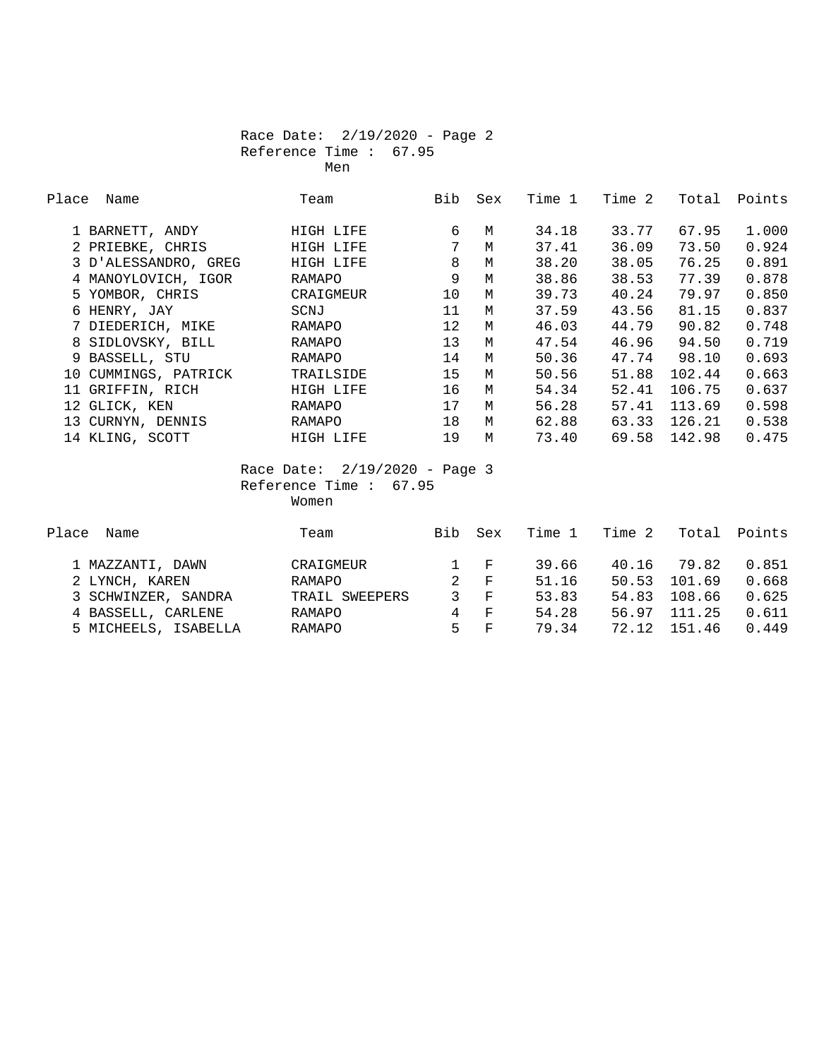Race Date: 2/19/2020 - Page 2

Reference Time : 67.95

Men

| Place | Name | Team | Bib | Sex | Time 1 | Time 2 | Total | Points |
|---|---|---|---|---|---|---|---|---|
| 1 | BARNETT, ANDY | HIGH LIFE | 6 | M | 34.18 | 33.77 | 67.95 | 1.000 |
| 2 | PRIEBKE, CHRIS | HIGH LIFE | 7 | M | 37.41 | 36.09 | 73.50 | 0.924 |
| 3 | D'ALESSANDRO, GREG | HIGH LIFE | 8 | M | 38.20 | 38.05 | 76.25 | 0.891 |
| 4 | MANOYLOVICH, IGOR | RAMAPO | 9 | M | 38.86 | 38.53 | 77.39 | 0.878 |
| 5 | YOMBOR, CHRIS | CRAIGMEUR | 10 | M | 39.73 | 40.24 | 79.97 | 0.850 |
| 6 | HENRY, JAY | SCNJ | 11 | M | 37.59 | 43.56 | 81.15 | 0.837 |
| 7 | DIEDERICH, MIKE | RAMAPO | 12 | M | 46.03 | 44.79 | 90.82 | 0.748 |
| 8 | SIDLOVSKY, BILL | RAMAPO | 13 | M | 47.54 | 46.96 | 94.50 | 0.719 |
| 9 | BASSELL, STU | RAMAPO | 14 | M | 50.36 | 47.74 | 98.10 | 0.693 |
| 10 | CUMMINGS, PATRICK | TRAILSIDE | 15 | M | 50.56 | 51.88 | 102.44 | 0.663 |
| 11 | GRIFFIN, RICH | HIGH LIFE | 16 | M | 54.34 | 52.41 | 106.75 | 0.637 |
| 12 | GLICK, KEN | RAMAPO | 17 | M | 56.28 | 57.41 | 113.69 | 0.598 |
| 13 | CURNYN, DENNIS | RAMAPO | 18 | M | 62.88 | 63.33 | 126.21 | 0.538 |
| 14 | KLING, SCOTT | HIGH LIFE | 19 | M | 73.40 | 69.58 | 142.98 | 0.475 |

Race Date: 2/19/2020 - Page 3

Reference Time : 67.95

Women

| Place | Name | Team | Bib | Sex | Time 1 | Time 2 | Total | Points |
|---|---|---|---|---|---|---|---|---|
| 1 | MAZZANTI, DAWN | CRAIGMEUR | 1 | F | 39.66 | 40.16 | 79.82 | 0.851 |
| 2 | LYNCH, KAREN | RAMAPO | 2 | F | 51.16 | 50.53 | 101.69 | 0.668 |
| 3 | SCHWINZER, SANDRA | TRAIL SWEEPERS | 3 | F | 53.83 | 54.83 | 108.66 | 0.625 |
| 4 | BASSELL, CARLENE | RAMAPO | 4 | F | 54.28 | 56.97 | 111.25 | 0.611 |
| 5 | MICHEELS, ISABELLA | RAMAPO | 5 | F | 79.34 | 72.12 | 151.46 | 0.449 |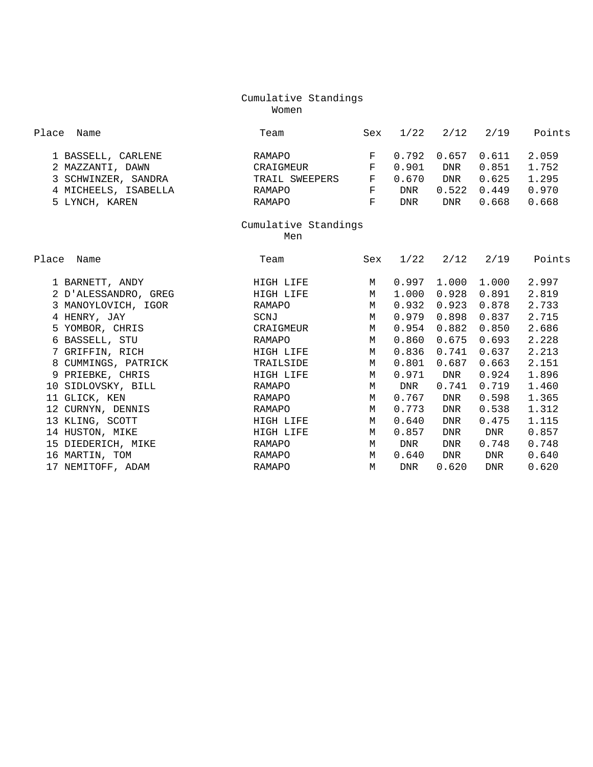## Cumulative Standings

### Women

| Place | Name | Team | Sex | 1/22 | 2/12 | 2/19 | Points |
|---|---|---|---|---|---|---|---|
| 1 | BASSELL, CARLENE | RAMAPO | F | 0.792 | 0.657 | 0.611 | 2.059 |
| 2 | MAZZANTI, DAWN | CRAIGMEUR | F | 0.901 | DNR | 0.851 | 1.752 |
| 3 | SCHWINZER, SANDRA | TRAIL SWEEPERS | F | 0.670 | DNR | 0.625 | 1.295 |
| 4 | MICHEELS, ISABELLA | RAMAPO | F | DNR | 0.522 | 0.449 | 0.970 |
| 5 | LYNCH, KAREN | RAMAPO | F | DNR | DNR | 0.668 | 0.668 |

## Cumulative Standings

### Men

| Place | Name | Team | Sex | 1/22 | 2/12 | 2/19 | Points |
|---|---|---|---|---|---|---|---|
| 1 | BARNETT, ANDY | HIGH LIFE | M | 0.997 | 1.000 | 1.000 | 2.997 |
| 2 | D'ALESSANDRO, GREG | HIGH LIFE | M | 1.000 | 0.928 | 0.891 | 2.819 |
| 3 | MANOYLOVICH, IGOR | RAMAPO | M | 0.932 | 0.923 | 0.878 | 2.733 |
| 4 | HENRY, JAY | SCNJ | M | 0.979 | 0.898 | 0.837 | 2.715 |
| 5 | YOMBOR, CHRIS | CRAIGMEUR | M | 0.954 | 0.882 | 0.850 | 2.686 |
| 6 | BASSELL, STU | RAMAPO | M | 0.860 | 0.675 | 0.693 | 2.228 |
| 7 | GRIFFIN, RICH | HIGH LIFE | M | 0.836 | 0.741 | 0.637 | 2.213 |
| 8 | CUMMINGS, PATRICK | TRAILSIDE | M | 0.801 | 0.687 | 0.663 | 2.151 |
| 9 | PRIEBKE, CHRIS | HIGH LIFE | M | 0.971 | DNR | 0.924 | 1.896 |
| 10 | SIDLOVSKY, BILL | RAMAPO | M | DNR | 0.741 | 0.719 | 1.460 |
| 11 | GLICK, KEN | RAMAPO | M | 0.767 | DNR | 0.598 | 1.365 |
| 12 | CURNYN, DENNIS | RAMAPO | M | 0.773 | DNR | 0.538 | 1.312 |
| 13 | KLING, SCOTT | HIGH LIFE | M | 0.640 | DNR | 0.475 | 1.115 |
| 14 | HUSTON, MIKE | HIGH LIFE | M | 0.857 | DNR | DNR | 0.857 |
| 15 | DIEDERICH, MIKE | RAMAPO | M | DNR | DNR | 0.748 | 0.748 |
| 16 | MARTIN, TOM | RAMAPO | M | 0.640 | DNR | DNR | 0.640 |
| 17 | NEMITOFF, ADAM | RAMAPO | M | DNR | 0.620 | DNR | 0.620 |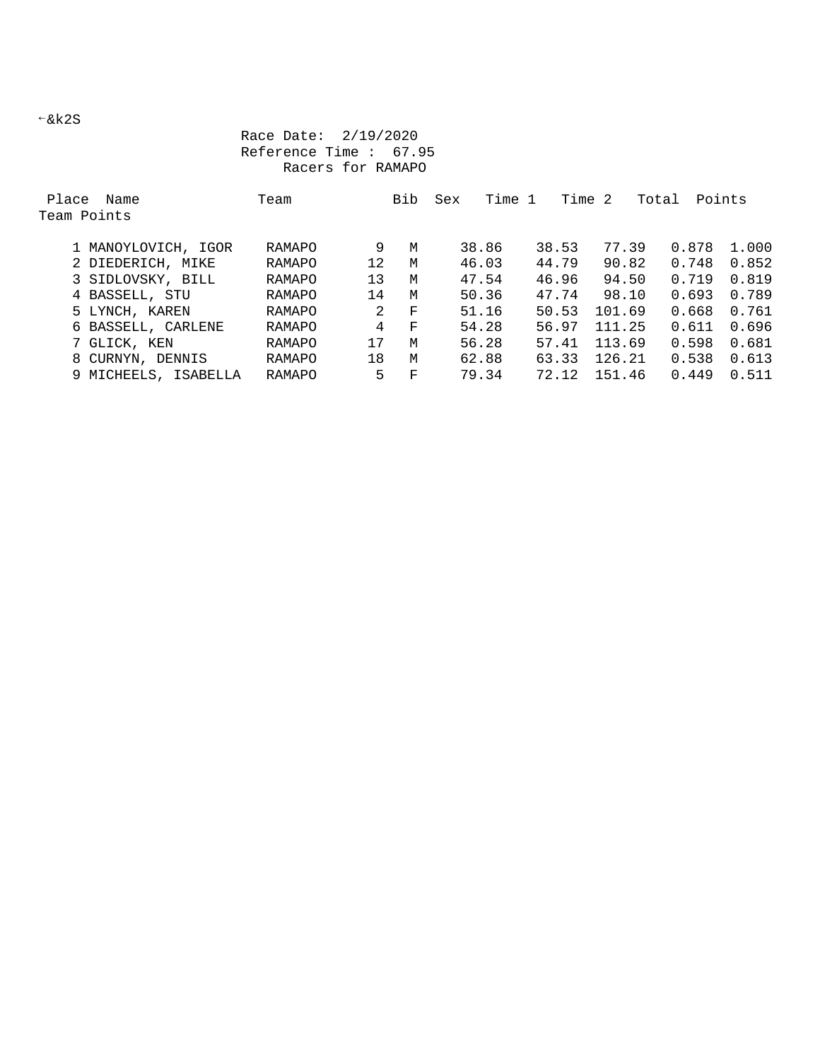←&k2S

Race Date: 2/19/2020
Reference Time : 67.95
Racers for RAMAPO

| Place | Name | Team | Bib | Sex | Time 1 | Time 2 | Total | Points | Team Points |
|---|---|---|---|---|---|---|---|---|---|
| 1 | MANOYLOVICH, IGOR | RAMAPO | 9 | M | 38.86 | 38.53 | 77.39 | 0.878 | 1.000 |
| 2 | DIEDERICH, MIKE | RAMAPO | 12 | M | 46.03 | 44.79 | 90.82 | 0.748 | 0.852 |
| 3 | SIDLOVSKY, BILL | RAMAPO | 13 | M | 47.54 | 46.96 | 94.50 | 0.719 | 0.819 |
| 4 | BASSELL, STU | RAMAPO | 14 | M | 50.36 | 47.74 | 98.10 | 0.693 | 0.789 |
| 5 | LYNCH, KAREN | RAMAPO | 2 | F | 51.16 | 50.53 | 101.69 | 0.668 | 0.761 |
| 6 | BASSELL, CARLENE | RAMAPO | 4 | F | 54.28 | 56.97 | 111.25 | 0.611 | 0.696 |
| 7 | GLICK, KEN | RAMAPO | 17 | M | 56.28 | 57.41 | 113.69 | 0.598 | 0.681 |
| 8 | CURNYN, DENNIS | RAMAPO | 18 | M | 62.88 | 63.33 | 126.21 | 0.538 | 0.613 |
| 9 | MICHEELS, ISABELLA | RAMAPO | 5 | F | 79.34 | 72.12 | 151.46 | 0.449 | 0.511 |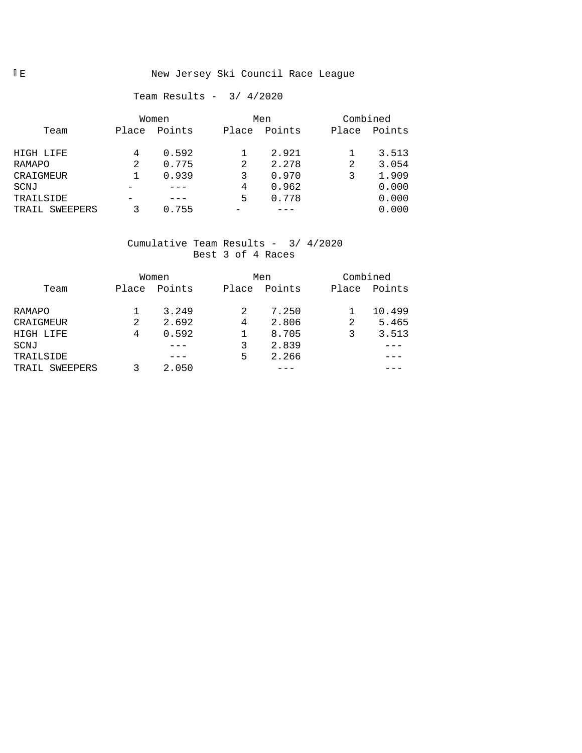# New Jersey Ski Council Race League

## Team Results - 3/ 4/2020

| Team | Women | | Men | | Combined | |
|---|---|---|---|---|---|---|
| | Place | Points | Place | Points | Place | Points |
| HIGH LIFE | 4 | 0.592 | 1 | 2.921 | 1 | 3.513 |
| RAMAPO | 2 | 0.775 | 2 | 2.278 | 2 | 3.054 |
| CRAIGMEUR | 1 | 0.939 | 3 | 0.970 | 3 | 1.909 |
| SCNJ | - | --- | 4 | 0.962 | | 0.000 |
| TRAILSIDE | - | --- | 5 | 0.778 | | 0.000 |
| TRAIL SWEEPERS | 3 | 0.755 | - | --- | | 0.000 |

## Cumulative Team Results - 3/ 4/2020

Best 3 of 4 Races

| Team | Women | | Men | | Combined | |
|---|---|---|---|---|---|---|
| | Place | Points | Place | Points | Place | Points |
| RAMAPO | 1 | 3.249 | 2 | 7.250 | 1 | 10.499 |
| CRAIGMEUR | 2 | 2.692 | 4 | 2.806 | 2 | 5.465 |
| HIGH LIFE | 4 | 0.592 | 1 | 8.705 | 3 | 3.513 |
| SCNJ | | --- | 3 | 2.839 | | --- |
| TRAILSIDE | | --- | 5 | 2.266 | | --- |
| TRAIL SWEEPERS | 3 | 2.050 | | --- | | --- |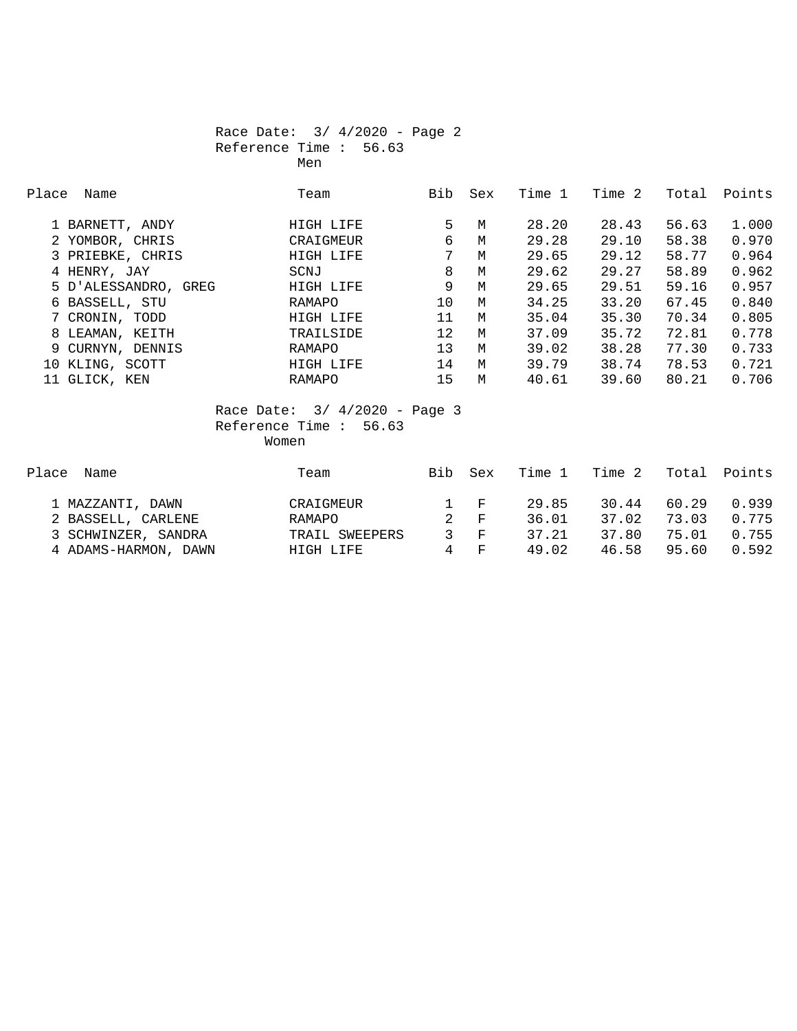Race Date: 3/ 4/2020 - Page 2
Reference Time : 56.63
Men

| Place | Name | Team | Bib | Sex | Time 1 | Time 2 | Total | Points |
|---|---|---|---|---|---|---|---|---|
| 1 | BARNETT, ANDY | HIGH LIFE | 5 | M | 28.20 | 28.43 | 56.63 | 1.000 |
| 2 | YOMBOR, CHRIS | CRAIGMEUR | 6 | M | 29.28 | 29.10 | 58.38 | 0.970 |
| 3 | PRIEBKE, CHRIS | HIGH LIFE | 7 | M | 29.65 | 29.12 | 58.77 | 0.964 |
| 4 | HENRY, JAY | SCNJ | 8 | M | 29.62 | 29.27 | 58.89 | 0.962 |
| 5 | D'ALESSANDRO, GREG | HIGH LIFE | 9 | M | 29.65 | 29.51 | 59.16 | 0.957 |
| 6 | BASSELL, STU | RAMAPO | 10 | M | 34.25 | 33.20 | 67.45 | 0.840 |
| 7 | CRONIN, TODD | HIGH LIFE | 11 | M | 35.04 | 35.30 | 70.34 | 0.805 |
| 8 | LEAMAN, KEITH | TRAILSIDE | 12 | M | 37.09 | 35.72 | 72.81 | 0.778 |
| 9 | CURNYN, DENNIS | RAMAPO | 13 | M | 39.02 | 38.28 | 77.30 | 0.733 |
| 10 | KLING, SCOTT | HIGH LIFE | 14 | M | 39.79 | 38.74 | 78.53 | 0.721 |
| 11 | GLICK, KEN | RAMAPO | 15 | M | 40.61 | 39.60 | 80.21 | 0.706 |

Race Date: 3/ 4/2020 - Page 3
Reference Time : 56.63
Women

| Place | Name | Team | Bib | Sex | Time 1 | Time 2 | Total | Points |
|---|---|---|---|---|---|---|---|---|
| 1 | MAZZANTI, DAWN | CRAIGMEUR | 1 | F | 29.85 | 30.44 | 60.29 | 0.939 |
| 2 | BASSELL, CARLENE | RAMAPO | 2 | F | 36.01 | 37.02 | 73.03 | 0.775 |
| 3 | SCHWINZER, SANDRA | TRAIL SWEEPERS | 3 | F | 37.21 | 37.80 | 75.01 | 0.755 |
| 4 | ADAMS-HARMON, DAWN | HIGH LIFE | 4 | F | 49.02 | 46.58 | 95.60 | 0.592 |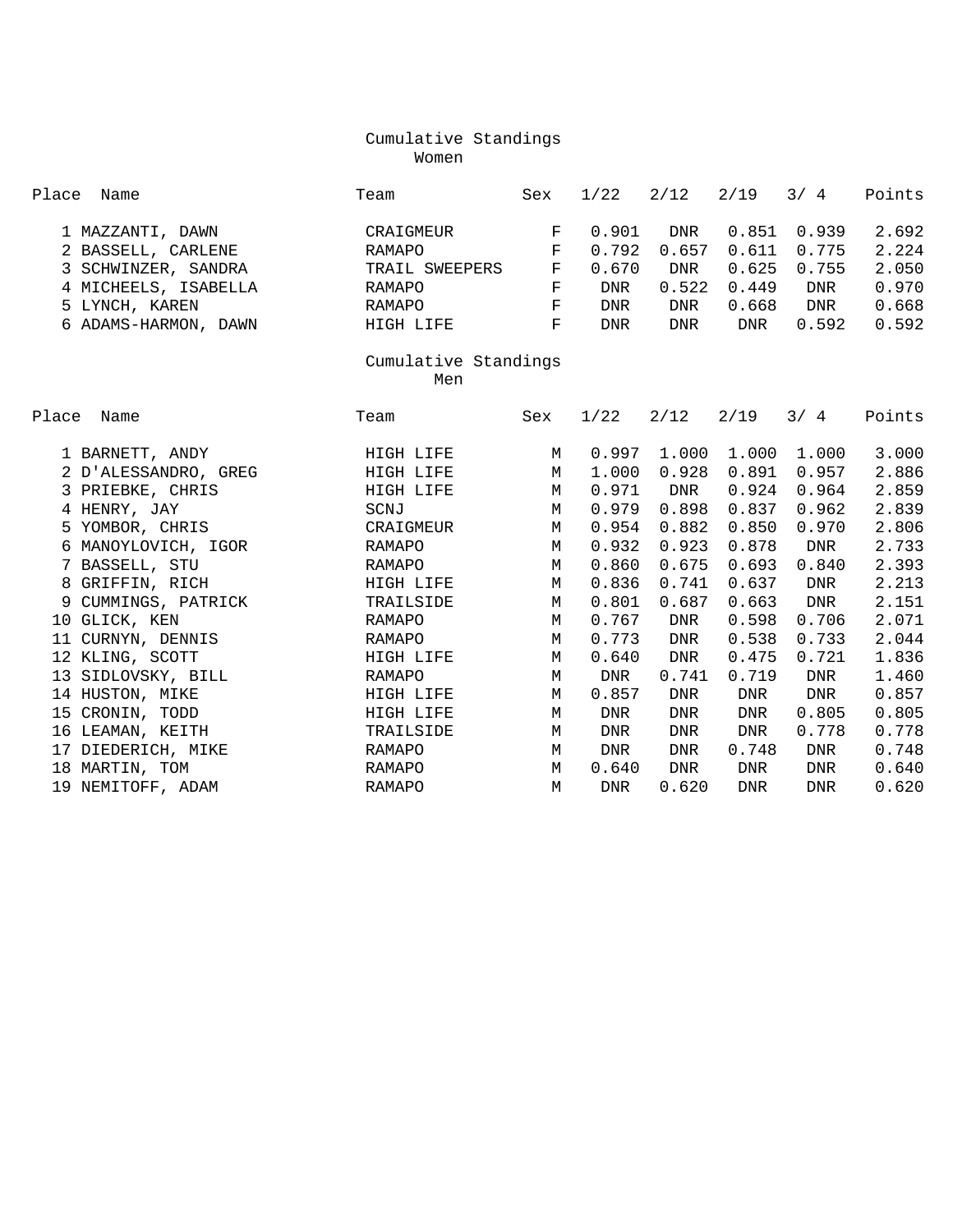## Cumulative Standings

### Women

| Place | Name | Team | Sex | 1/22 | 2/12 | 2/19 | 3/ 4 | Points |
|---|---|---|---|---|---|---|---|---|
| 1 | MAZZANTI, DAWN | CRAIGMEUR | F | 0.901 | DNR | 0.851 | 0.939 | 2.692 |
| 2 | BASSELL, CARLENE | RAMAPO | F | 0.792 | 0.657 | 0.611 | 0.775 | 2.224 |
| 3 | SCHWINZER, SANDRA | TRAIL SWEEPERS | F | 0.670 | DNR | 0.625 | 0.755 | 2.050 |
| 4 | MICHEELS, ISABELLA | RAMAPO | F | DNR | 0.522 | 0.449 | DNR | 0.970 |
| 5 | LYNCH, KAREN | RAMAPO | F | DNR | DNR | 0.668 | DNR | 0.668 |
| 6 | ADAMS-HARMON, DAWN | HIGH LIFE | F | DNR | DNR | DNR | 0.592 | 0.592 |

## Cumulative Standings

### Men

| Place | Name | Team | Sex | 1/22 | 2/12 | 2/19 | 3/ 4 | Points |
|---|---|---|---|---|---|---|---|---|
| 1 | BARNETT, ANDY | HIGH LIFE | M | 0.997 | 1.000 | 1.000 | 1.000 | 3.000 |
| 2 | D'ALESSANDRO, GREG | HIGH LIFE | M | 1.000 | 0.928 | 0.891 | 0.957 | 2.886 |
| 3 | PRIEBKE, CHRIS | HIGH LIFE | M | 0.971 | DNR | 0.924 | 0.964 | 2.859 |
| 4 | HENRY, JAY | SCNJ | M | 0.979 | 0.898 | 0.837 | 0.962 | 2.839 |
| 5 | YOMBOR, CHRIS | CRAIGMEUR | M | 0.954 | 0.882 | 0.850 | 0.970 | 2.806 |
| 6 | MANOYLOVICH, IGOR | RAMAPO | M | 0.932 | 0.923 | 0.878 | DNR | 2.733 |
| 7 | BASSELL, STU | RAMAPO | M | 0.860 | 0.675 | 0.693 | 0.840 | 2.393 |
| 8 | GRIFFIN, RICH | HIGH LIFE | M | 0.836 | 0.741 | 0.637 | DNR | 2.213 |
| 9 | CUMMINGS, PATRICK | TRAILSIDE | M | 0.801 | 0.687 | 0.663 | DNR | 2.151 |
| 10 | GLICK, KEN | RAMAPO | M | 0.767 | DNR | 0.598 | 0.706 | 2.071 |
| 11 | CURNYN, DENNIS | RAMAPO | M | 0.773 | DNR | 0.538 | 0.733 | 2.044 |
| 12 | KLING, SCOTT | HIGH LIFE | M | 0.640 | DNR | 0.475 | 0.721 | 1.836 |
| 13 | SIDLOVSKY, BILL | RAMAPO | M | DNR | 0.741 | 0.719 | DNR | 1.460 |
| 14 | HUSTON, MIKE | HIGH LIFE | M | 0.857 | DNR | DNR | DNR | 0.857 |
| 15 | CRONIN, TODD | HIGH LIFE | M | DNR | DNR | DNR | 0.805 | 0.805 |
| 16 | LEAMAN, KEITH | TRAILSIDE | M | DNR | DNR | DNR | 0.778 | 0.778 |
| 17 | DIEDERICH, MIKE | RAMAPO | M | DNR | DNR | 0.748 | DNR | 0.748 |
| 18 | MARTIN, TOM | RAMAPO | M | 0.640 | DNR | DNR | DNR | 0.640 |
| 19 | NEMITOFF, ADAM | RAMAPO | M | DNR | 0.620 | DNR | DNR | 0.620 |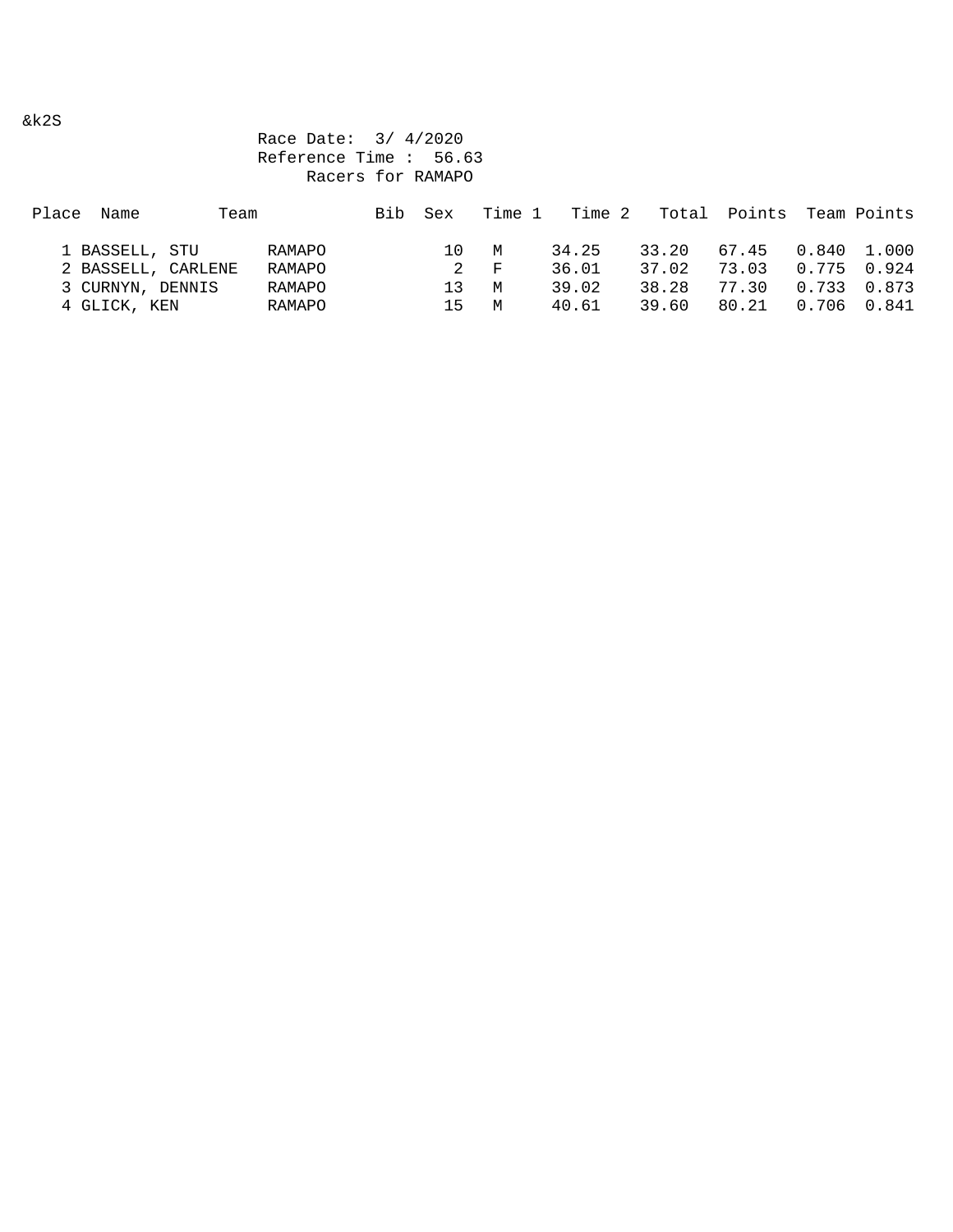&k2S

Race Date: 3/ 4/2020
Reference Time : 56.63
Racers for RAMAPO

| Place | Name | Team | Bib | Sex | Time 1 | Time 2 | Total | Points | Team Points |
|---|---|---|---|---|---|---|---|---|---|
| 1 | BASSELL, STU | RAMAPO | 10 | M | 34.25 | 33.20 | 67.45 | 0.840 | 1.000 |
| 2 | BASSELL, CARLENE | RAMAPO | 2 | F | 36.01 | 37.02 | 73.03 | 0.775 | 0.924 |
| 3 | CURNYN, DENNIS | RAMAPO | 13 | M | 39.02 | 38.28 | 77.30 | 0.733 | 0.873 |
| 4 | GLICK, KEN | RAMAPO | 15 | M | 40.61 | 39.60 | 80.21 | 0.706 | 0.841 |